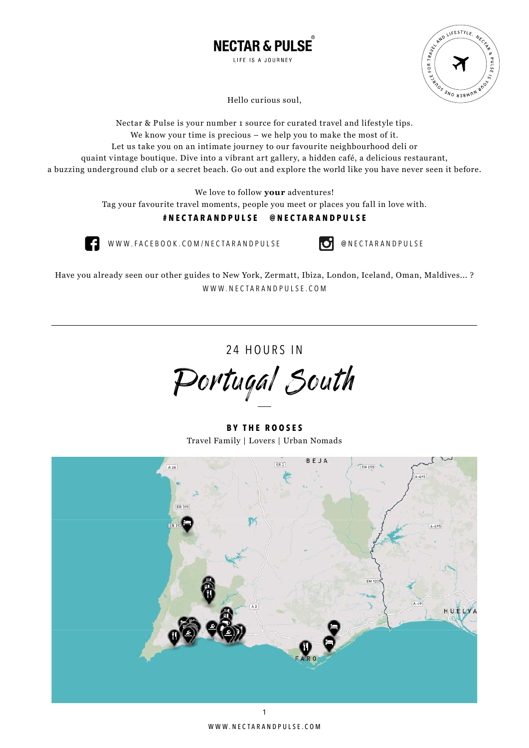# NECTAR & PULSE®

LIFE IS A JOURNEY

Hello curious soul,

Nectar & Pulse is your number 1 source for curated travel and lifestyle tips.
We know your time is precious – we help you to make the most of it.
Let us take you on an intimate journey to our favourite neighbourhood deli or
quaint vintage boutique. Dive into a vibrant art gallery, a hidden café, a delicious restaurant,
a buzzing underground club or a secret beach. Go out and explore the world like you have never seen it before.

We love to follow **your** adventures!
Tag your favourite travel moments, people you meet or places you fall in love with.

**#NECTARANDPULSE @NECTARANDPULSE**

WWW.FACEBOOK.COM/NECTARANDPULSE

@NECTARANDPULSE

Have you already seen our other guides to New York, Zermatt, Ibiza, London, Iceland, Oman, Maldives... ?
WWW.NECTARANDPULSE.COM

---

## 24 HOURS IN

# Portugal South

**BY THE ROOSES**

Travel Family | Lovers | Urban Nomads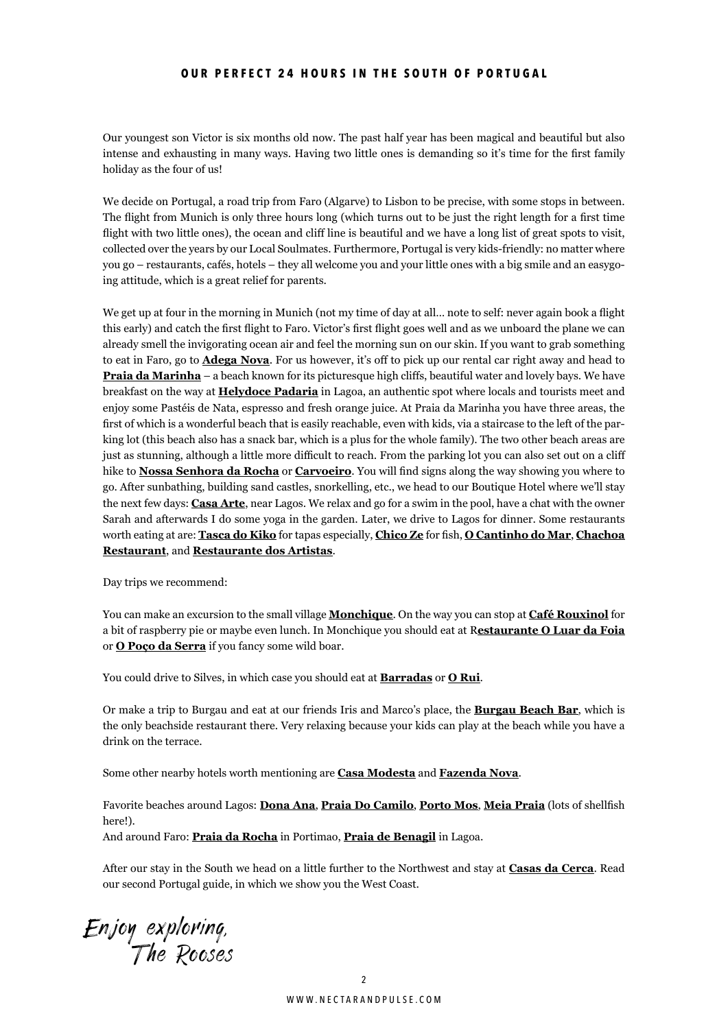# OUR PERFECT 24 HOURS IN THE SOUTH OF PORTUGAL

Our youngest son Victor is six months old now. The past half year has been magical and beautiful but also intense and exhausting in many ways. Having two little ones is demanding so it's time for the first family holiday as the four of us!

We decide on Portugal, a road trip from Faro (Algarve) to Lisbon to be precise, with some stops in between. The flight from Munich is only three hours long (which turns out to be just the right length for a first time flight with two little ones), the ocean and cliff line is beautiful and we have a long list of great spots to visit, collected over the years by our Local Soulmates. Furthermore, Portugal is very kids-friendly: no matter where you go – restaurants, cafés, hotels – they all welcome you and your little ones with a big smile and an easygoing attitude, which is a great relief for parents.

We get up at four in the morning in Munich (not my time of day at all… note to self: never again book a flight this early) and catch the first flight to Faro. Victor's first flight goes well and as we unboard the plane we can already smell the invigorating ocean air and feel the morning sun on our skin. If you want to grab something to eat in Faro, go to **Adega Nova**. For us however, it's off to pick up our rental car right away and head to **Praia da Marinha** – a beach known for its picturesque high cliffs, beautiful water and lovely bays. We have breakfast on the way at **Helydoce Padaria** in Lagoa, an authentic spot where locals and tourists meet and enjoy some Pastéis de Nata, espresso and fresh orange juice. At Praia da Marinha you have three areas, the first of which is a wonderful beach that is easily reachable, even with kids, via a staircase to the left of the parking lot (this beach also has a snack bar, which is a plus for the whole family). The two other beach areas are just as stunning, although a little more difficult to reach. From the parking lot you can also set out on a cliff hike to **Nossa Senhora da Rocha** or **Carvoeiro**. You will find signs along the way showing you where to go. After sunbathing, building sand castles, snorkelling, etc., we head to our Boutique Hotel where we'll stay the next few days: **Casa Arte**, near Lagos. We relax and go for a swim in the pool, have a chat with the owner Sarah and afterwards I do some yoga in the garden. Later, we drive to Lagos for dinner. Some restaurants worth eating at are: **Tasca do Kiko** for tapas especially, **Chico Ze** for fish, **O Cantinho do Mar**, **Chachoa Restaurant**, and **Restaurante dos Artistas**.

Day trips we recommend:

You can make an excursion to the small village **Monchique**. On the way you can stop at **Café Rouxinol** for a bit of raspberry pie or maybe even lunch. In Monchique you should eat at R**estaurante O Luar da Foia** or **O Poço da Serra** if you fancy some wild boar.

You could drive to Silves, in which case you should eat at **Barradas** or **O Rui**.

Or make a trip to Burgau and eat at our friends Iris and Marco's place, the **Burgau Beach Bar**, which is the only beachside restaurant there. Very relaxing because your kids can play at the beach while you have a drink on the terrace.

Some other nearby hotels worth mentioning are **Casa Modesta** and **Fazenda Nova**.

Favorite beaches around Lagos: **Dona Ana**, **Praia Do Camilo**, **Porto Mos**, **Meia Praia** (lots of shellfish here!).
And around Faro: **Praia da Rocha** in Portimao, **Praia de Benagil** in Lagoa.

After our stay in the South we head on a little further to the Northwest and stay at **Casas da Cerca**. Read our second Portugal guide, in which we show you the West Coast.

*Enjoy exploring,*
*The Rooses*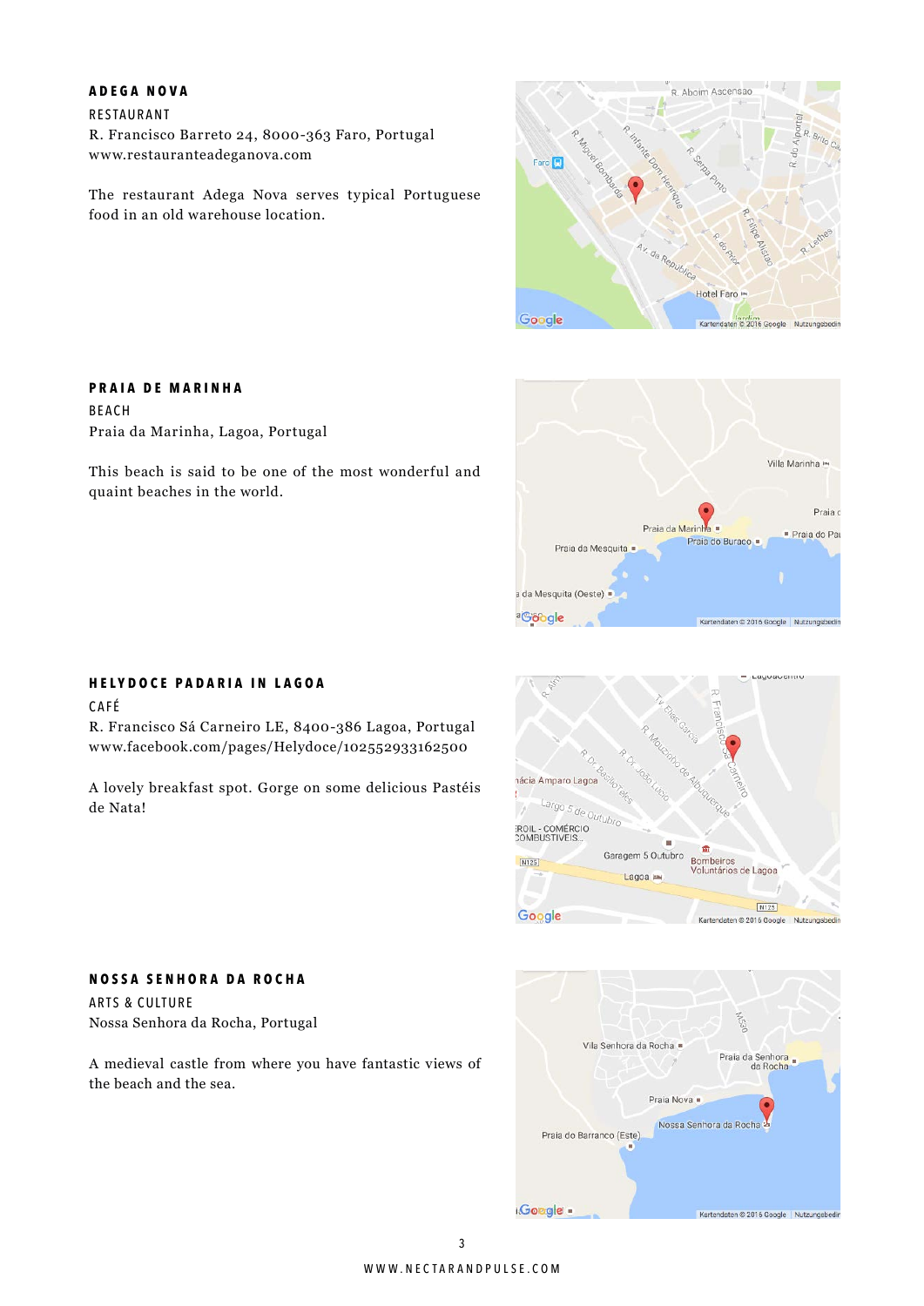### ADEGA NOVA

RESTAURANT

R. Francisco Barreto 24, 8000-363 Faro, Portugal
www.restauranteadeganova.com

The restaurant Adega Nova serves typical Portuguese food in an old warehouse location.

### PRAIA DE MARINHA

BEACH

Praia da Marinha, Lagoa, Portugal

This beach is said to be one of the most wonderful and quaint beaches in the world.

### HELYDOCE PADARIA IN LAGOA

CAFÉ

R. Francisco Sá Carneiro LE, 8400-386 Lagoa, Portugal
www.facebook.com/pages/Helydoce/102552933162500

A lovely breakfast spot. Gorge on some delicious Pastéis de Nata!

### NOSSA SENHORA DA ROCHA

ARTS & CULTURE

Nossa Senhora da Rocha, Portugal

A medieval castle from where you have fantastic views of the beach and the sea.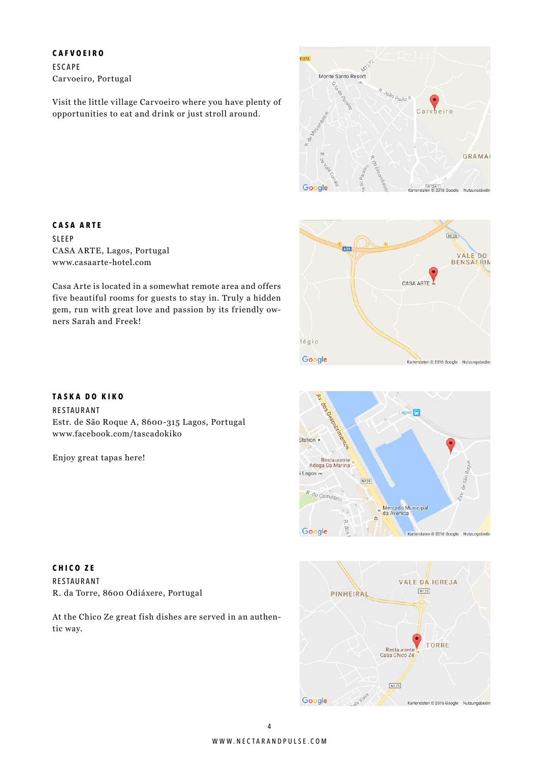## CAFVOEIRO

ESCAPE

Carvoeiro, Portugal

Visit the little village Carvoeiro where you have plenty of opportunities to eat and drink or just stroll around.

## CASA ARTE

SLEEP

CASA ARTE, Lagos, Portugal

www.casaarte-hotel.com

Casa Arte is located in a somewhat remote area and offers five beautiful rooms for guests to stay in. Truly a hidden gem, run with great love and passion by its friendly owners Sarah and Freek!

## TASKA DO KIKO

RESTAURANT

Estr. de São Roque A, 8600-315 Lagos, Portugal

www.facebook.com/tascadokiko

Enjoy great tapas here!

## CHICO ZE

RESTAURANT

R. da Torre, 8600 Odiáxere, Portugal

At the Chico Ze great fish dishes are served in an authentic way.

WWW.NECTARANDPULSE.COM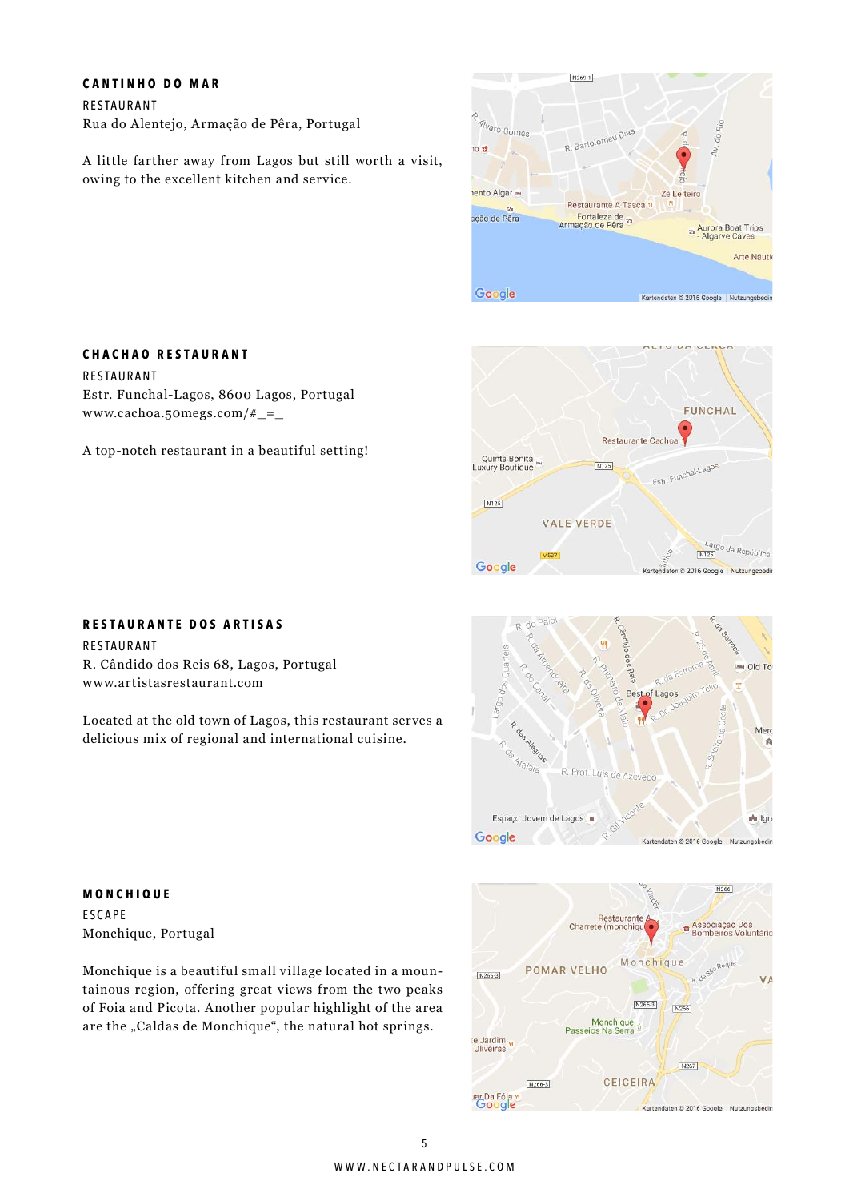## CANTINHO DO MAR

RESTAURANT

Rua do Alentejo, Armação de Pêra, Portugal

A little farther away from Lagos but still worth a visit, owing to the excellent kitchen and service.

## CHACHAO RESTAURANT

RESTAURANT

Estr. Funchal-Lagos, 8600 Lagos, Portugal

www.cachoa.50megs.com/#_=_

A top-notch restaurant in a beautiful setting!

## RESTAURANTE DOS ARTISAS

RESTAURANT

R. Cândido dos Reis 68, Lagos, Portugal

www.artistasrestaurant.com

Located at the old town of Lagos, this restaurant serves a delicious mix of regional and international cuisine.

## MONCHIQUE

ESCAPE

Monchique, Portugal

Monchique is a beautiful small village located in a mountainous region, offering great views from the two peaks of Foia and Picota. Another popular highlight of the area are the „Caldas de Monchique“, the natural hot springs.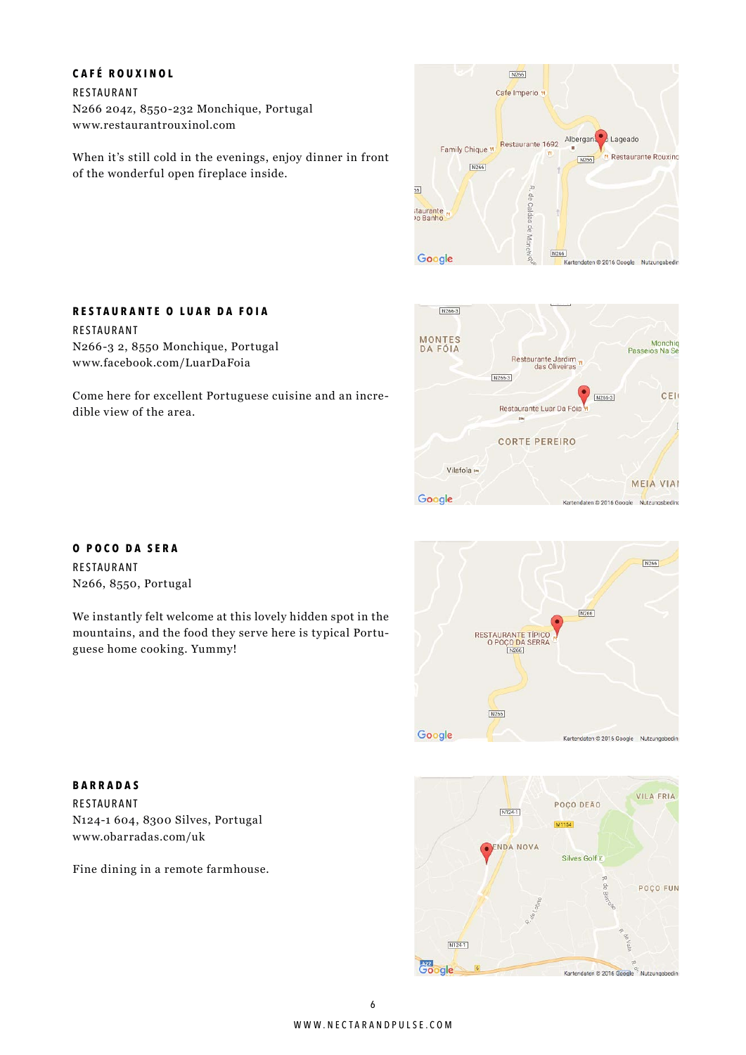### CAFÉ ROUXINOL

RESTAURANT
N266 204z, 8550-232 Monchique, Portugal
www.restaurantrouxinol.com

When it's still cold in the evenings, enjoy dinner in front of the wonderful open fireplace inside.

### RESTAURANTE O LUAR DA FOIA

RESTAURANT
N266-3 2, 8550 Monchique, Portugal
www.facebook.com/LuarDaFoia

Come here for excellent Portuguese cuisine and an incredible view of the area.

### O POCO DA SERA

RESTAURANT
N266, 8550, Portugal

We instantly felt welcome at this lovely hidden spot in the mountains, and the food they serve here is typical Portuguese home cooking. Yummy!

### BARRADAS

RESTAURANT
N124-1 604, 8300 Silves, Portugal
www.obarradas.com/uk

Fine dining in a remote farmhouse.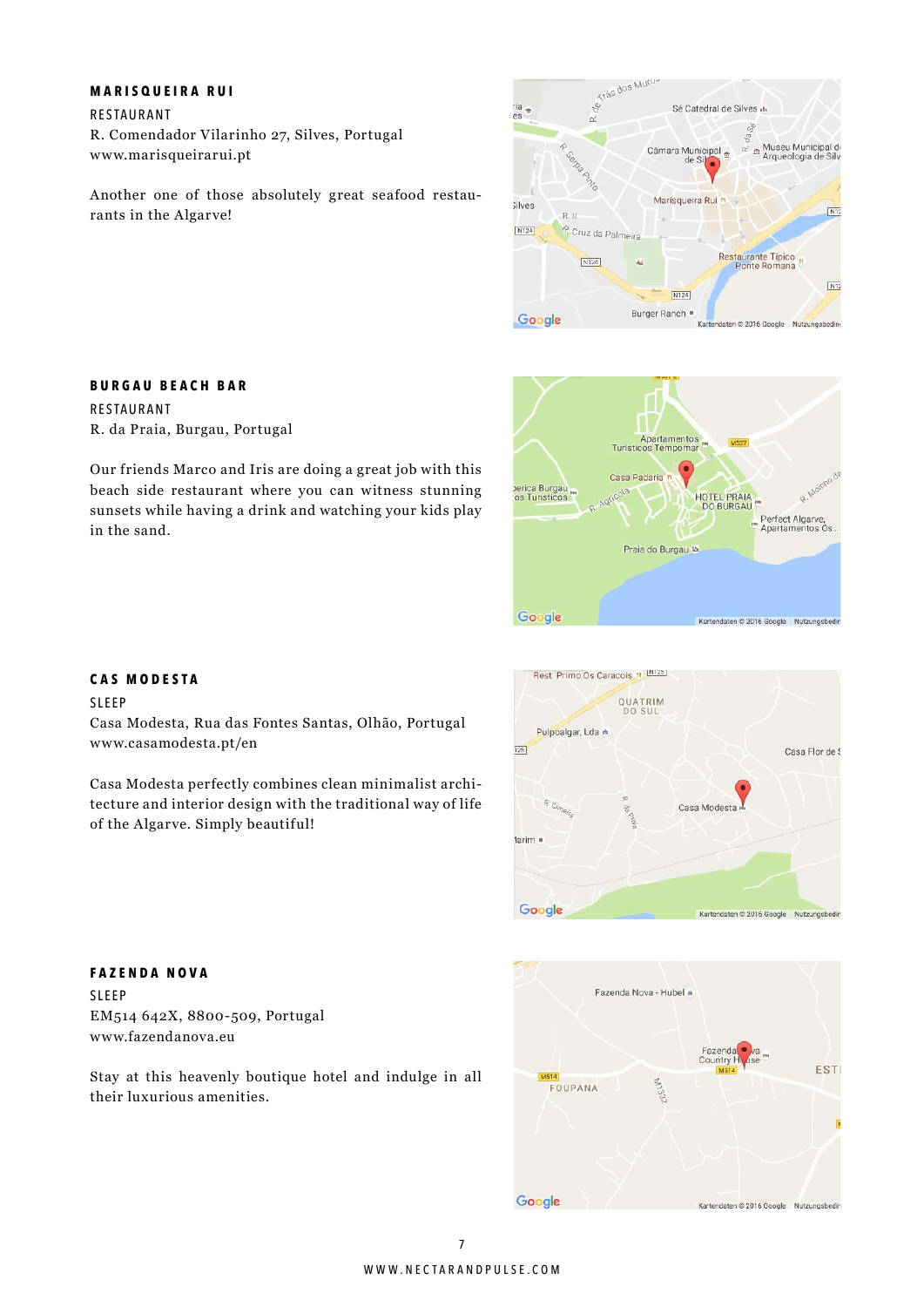## MARISQUEIRA RUI

RESTAURANT

R. Comendador Vilarinho 27, Silves, Portugal
www.marisqueirarui.pt

Another one of those absolutely great seafood restaurants in the Algarve!

## BURGAU BEACH BAR

RESTAURANT

R. da Praia, Burgau, Portugal

Our friends Marco and Iris are doing a great job with this beach side restaurant where you can witness stunning sunsets while having a drink and watching your kids play in the sand.

## CAS MODESTA

SLEEP

Casa Modesta, Rua das Fontes Santas, Olhão, Portugal
www.casamodesta.pt/en

Casa Modesta perfectly combines clean minimalist architecture and interior design with the traditional way of life of the Algarve. Simply beautiful!

## FAZENDA NOVA

SLEEP

EM514 642X, 8800-509, Portugal
www.fazendanova.eu

Stay at this heavenly boutique hotel and indulge in all their luxurious amenities.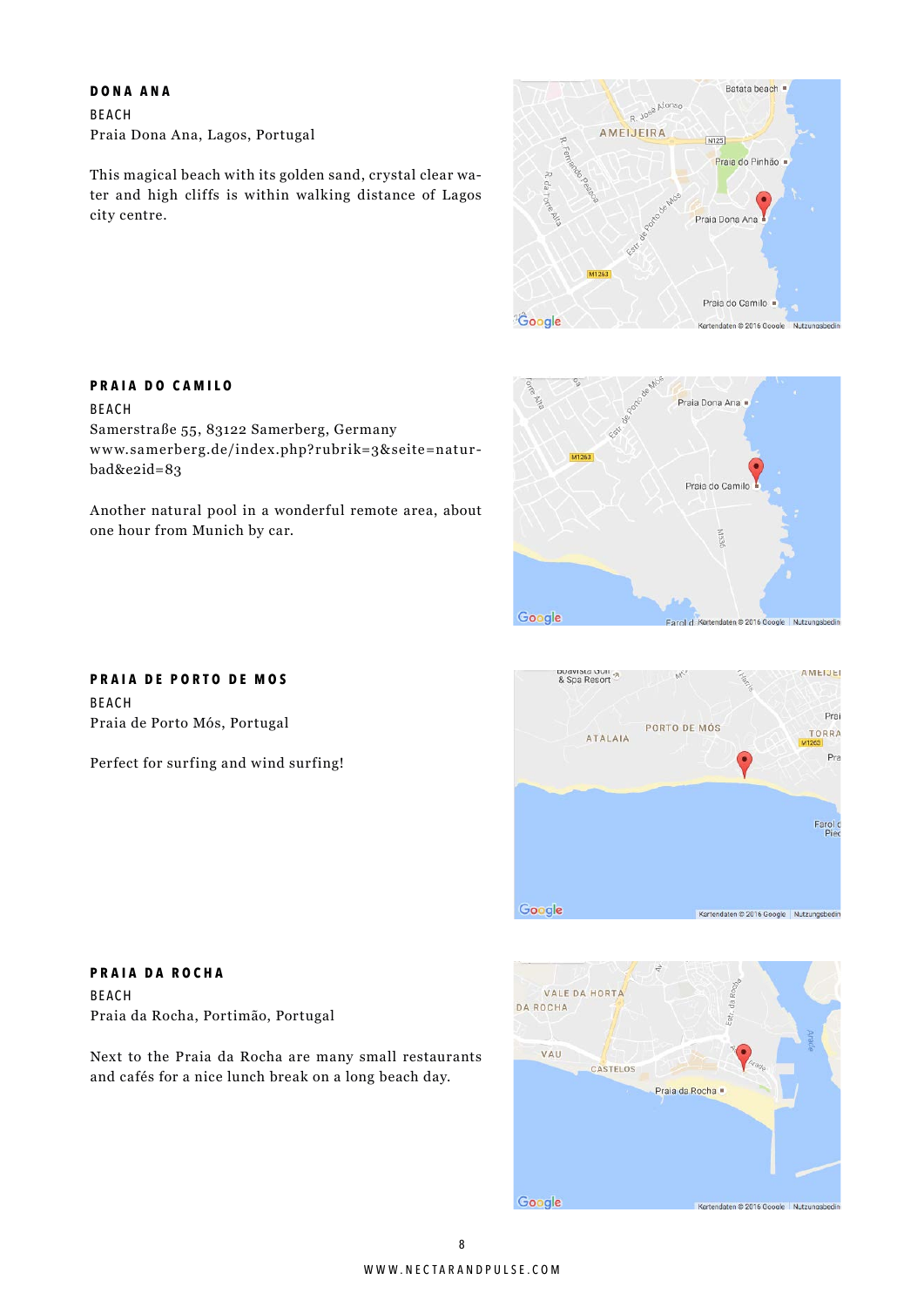### DONA ANA

BEACH
Praia Dona Ana, Lagos, Portugal

This magical beach with its golden sand, crystal clear water and high cliffs is within walking distance of Lagos city centre.

### PRAIA DO CAMILO

BEACH
Samerstraße 55, 83122 Samerberg, Germany
www.samerberg.de/index.php?rubrik=3&seite=naturbad&e2id=83

Another natural pool in a wonderful remote area, about one hour from Munich by car.

### PRAIA DE PORTO DE MOS

BEACH
Praia de Porto Mós, Portugal

Perfect for surfing and wind surfing!

### PRAIA DA ROCHA

BEACH
Praia da Rocha, Portimão, Portugal

Next to the Praia da Rocha are many small restaurants and cafés for a nice lunch break on a long beach day.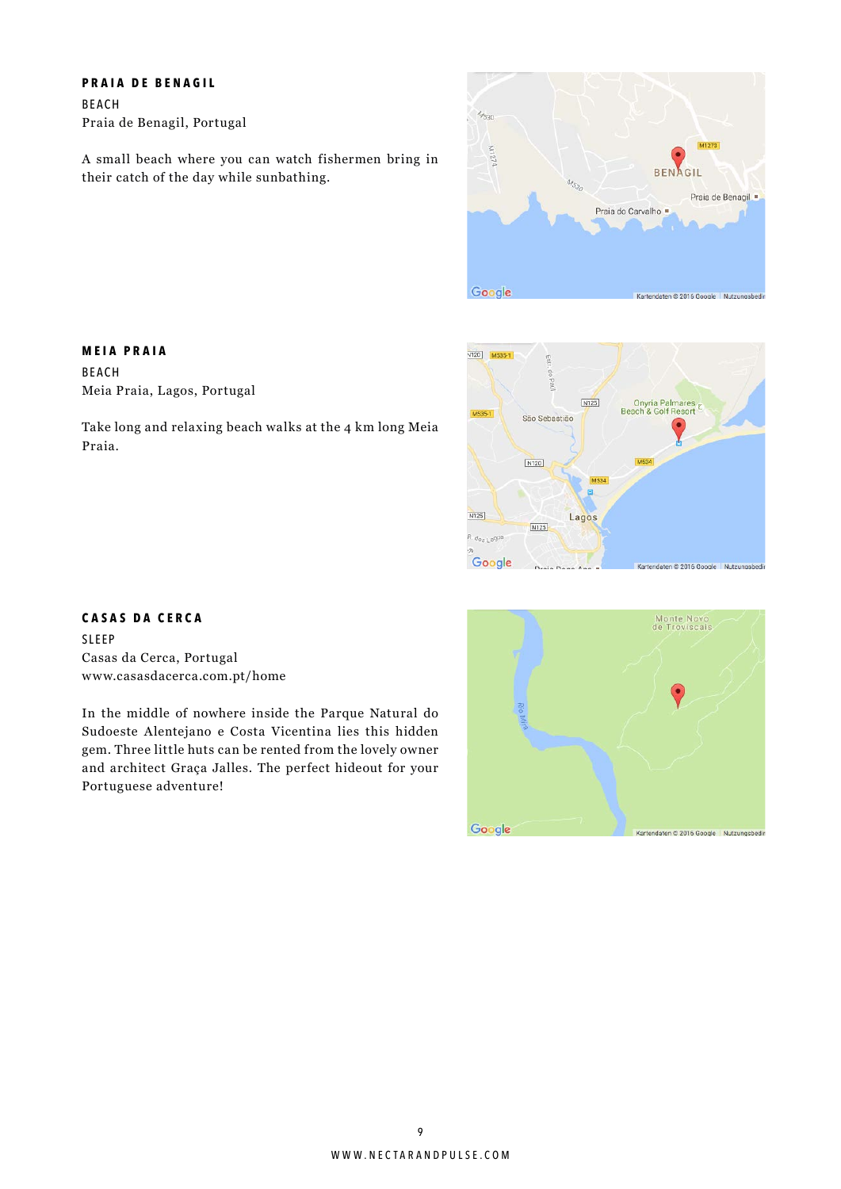### PRAIA DE BENAGIL

BEACH
Praia de Benagil, Portugal

A small beach where you can watch fishermen bring in their catch of the day while sunbathing.

### MEIA PRAIA

BEACH
Meia Praia, Lagos, Portugal

Take long and relaxing beach walks at the 4 km long Meia Praia.

### CASAS DA CERCA

SLEEP
Casas da Cerca, Portugal
www.casasdacerca.com.pt/home

In the middle of nowhere inside the Parque Natural do Sudoeste Alentejano e Costa Vicentina lies this hidden gem. Three little huts can be rented from the lovely owner and architect Graça Jalles. The perfect hideout for your Portuguese adventure!

WWW.NECTARANDPULSE.COM